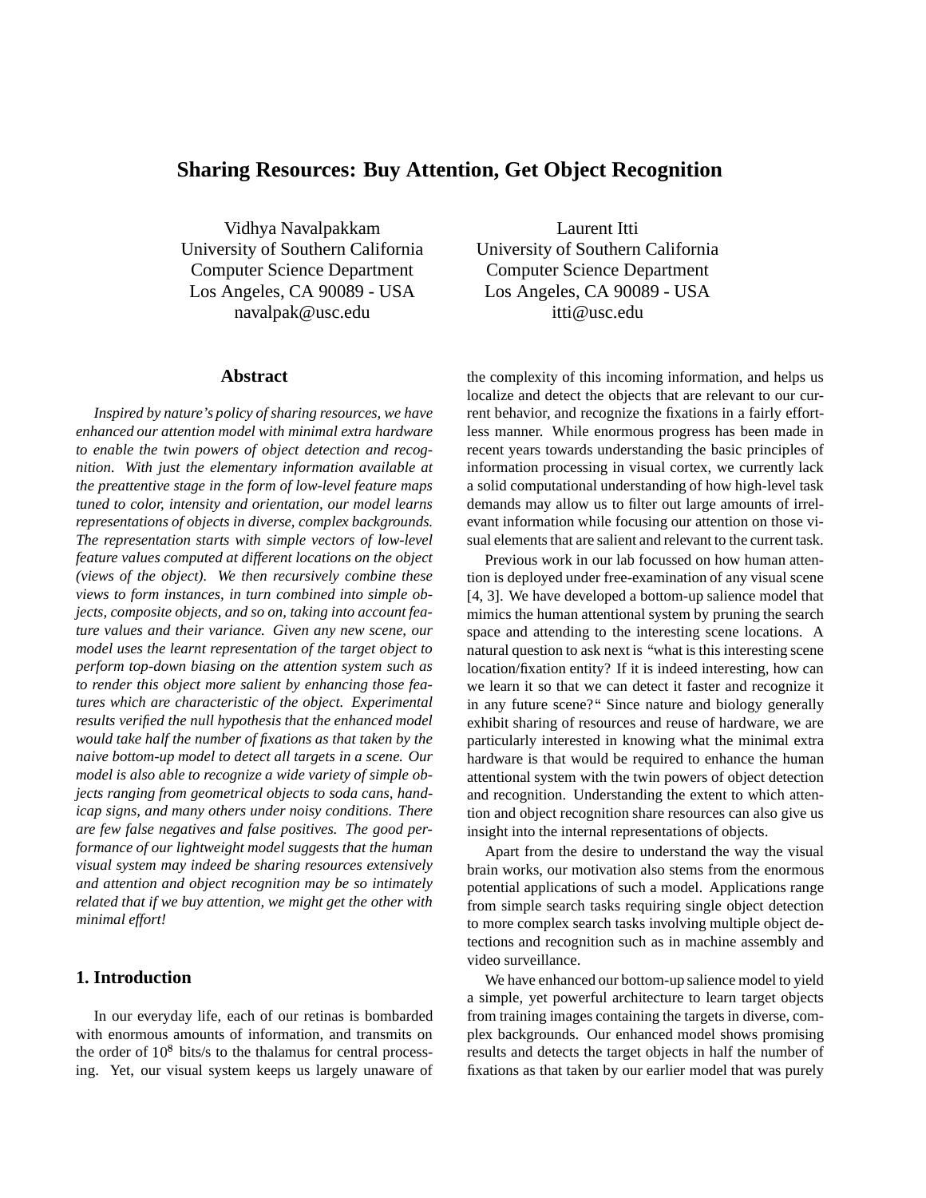# Sharing Resources: Buy Attention, Get Object Recognition

Vidhya Navalpakkam
University of Southern California
Computer Science Department
Los Angeles, CA 90089 - USA
navalpak@usc.edu

Laurent Itti
University of Southern California
Computer Science Department
Los Angeles, CA 90089 - USA
itti@usc.edu

## Abstract

*Inspired by nature's policy of sharing resources, we have enhanced our attention model with minimal extra hardware to enable the twin powers of object detection and recognition. With just the elementary information available at the preattentive stage in the form of low-level feature maps tuned to color, intensity and orientation, our model learns representations of objects in diverse, complex backgrounds. The representation starts with simple vectors of low-level feature values computed at different locations on the object (views of the object). We then recursively combine these views to form instances, in turn combined into simple objects, composite objects, and so on, taking into account feature values and their variance. Given any new scene, our model uses the learnt representation of the target object to perform top-down biasing on the attention system such as to render this object more salient by enhancing those features which are characteristic of the object. Experimental results verified the null hypothesis that the enhanced model would take half the number of fixations as that taken by the naive bottom-up model to detect all targets in a scene. Our model is also able to recognize a wide variety of simple objects ranging from geometrical objects to soda cans, handicap signs, and many others under noisy conditions. There are few false negatives and false positives. The good performance of our lightweight model suggests that the human visual system may indeed be sharing resources extensively and attention and object recognition may be so intimately related that if we buy attention, we might get the other with minimal effort!*

## 1. Introduction

In our everyday life, each of our retinas is bombarded with enormous amounts of information, and transmits on the order of $10^8$ bits/s to the thalamus for central processing. Yet, our visual system keeps us largely unaware of the complexity of this incoming information, and helps us localize and detect the objects that are relevant to our current behavior, and recognize the fixations in a fairly effortless manner. While enormous progress has been made in recent years towards understanding the basic principles of information processing in visual cortex, we currently lack a solid computational understanding of how high-level task demands may allow us to filter out large amounts of irrelevant information while focusing our attention on those visual elements that are salient and relevant to the current task.

Previous work in our lab focussed on how human attention is deployed under free-examination of any visual scene [4, 3]. We have developed a bottom-up salience model that mimics the human attentional system by pruning the search space and attending to the interesting scene locations. A natural question to ask next is "what is this interesting scene location/fixation entity? If it is indeed interesting, how can we learn it so that we can detect it faster and recognize it in any future scene?" Since nature and biology generally exhibit sharing of resources and reuse of hardware, we are particularly interested in knowing what the minimal extra hardware is that would be required to enhance the human attentional system with the twin powers of object detection and recognition. Understanding the extent to which attention and object recognition share resources can also give us insight into the internal representations of objects.

Apart from the desire to understand the way the visual brain works, our motivation also stems from the enormous potential applications of such a model. Applications range from simple search tasks requiring single object detection to more complex search tasks involving multiple object detections and recognition such as in machine assembly and video surveillance.

We have enhanced our bottom-up salience model to yield a simple, yet powerful architecture to learn target objects from training images containing the targets in diverse, complex backgrounds. Our enhanced model shows promising results and detects the target objects in half the number of fixations as that taken by our earlier model that was purely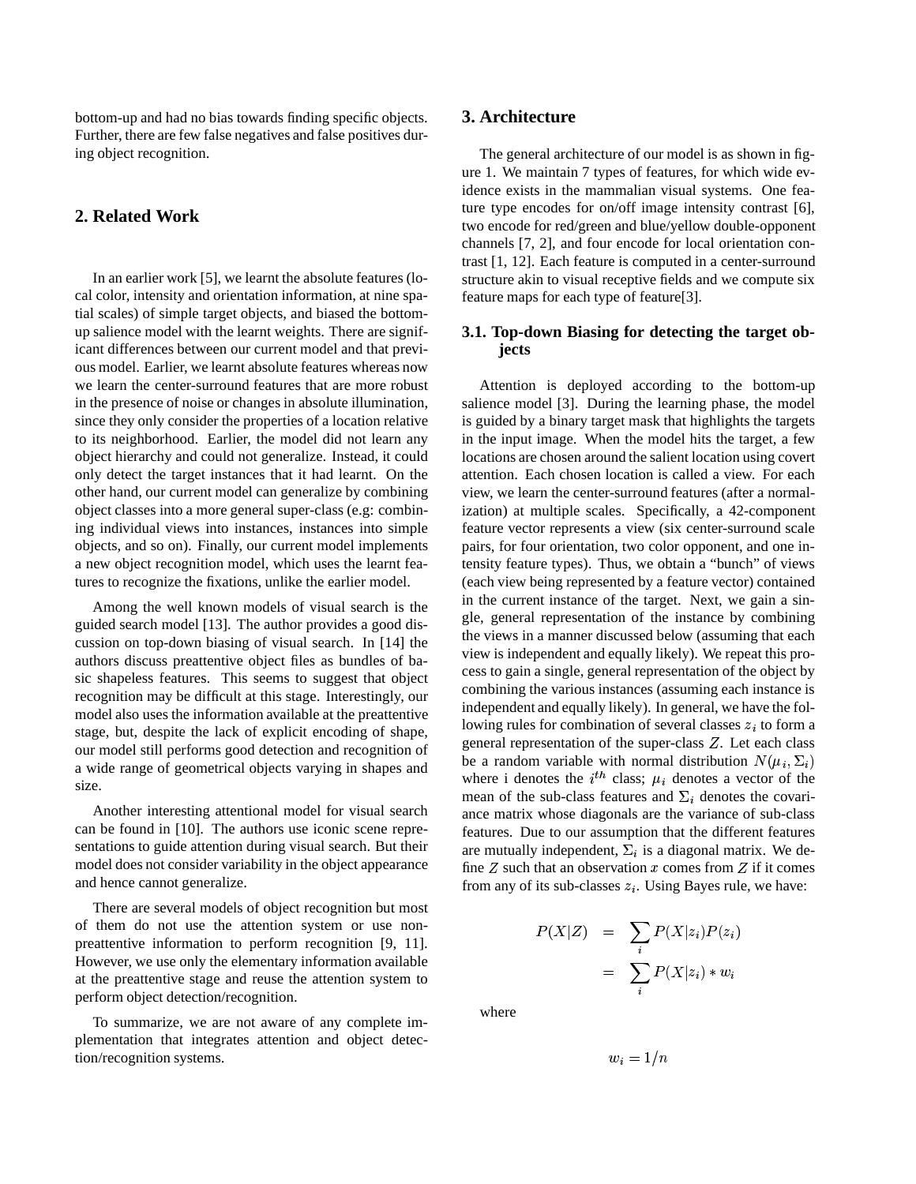bottom-up and had no bias towards finding specific objects. Further, there are few false negatives and false positives during object recognition.

## 2. Related Work

In an earlier work [5], we learnt the absolute features (local color, intensity and orientation information, at nine spatial scales) of simple target objects, and biased the bottom-up salience model with the learnt weights. There are significant differences between our current model and that previous model. Earlier, we learnt absolute features whereas now we learn the center-surround features that are more robust in the presence of noise or changes in absolute illumination, since they only consider the properties of a location relative to its neighborhood. Earlier, the model did not learn any object hierarchy and could not generalize. Instead, it could only detect the target instances that it had learnt. On the other hand, our current model can generalize by combining object classes into a more general super-class (e.g: combining individual views into instances, instances into simple objects, and so on). Finally, our current model implements a new object recognition model, which uses the learnt features to recognize the fixations, unlike the earlier model.

Among the well known models of visual search is the guided search model [13]. The author provides a good discussion on top-down biasing of visual search. In [14] the authors discuss preattentive object files as bundles of basic shapeless features. This seems to suggest that object recognition may be difficult at this stage. Interestingly, our model also uses the information available at the preattentive stage, but, despite the lack of explicit encoding of shape, our model still performs good detection and recognition of a wide range of geometrical objects varying in shapes and size.

Another interesting attentional model for visual search can be found in [10]. The authors use iconic scene representations to guide attention during visual search. But their model does not consider variability in the object appearance and hence cannot generalize.

There are several models of object recognition but most of them do not use the attention system or use non-preattentive information to perform recognition [9, 11]. However, we use only the elementary information available at the preattentive stage and reuse the attention system to perform object detection/recognition.

To summarize, we are not aware of any complete implementation that integrates attention and object detection/recognition systems.

## 3. Architecture

The general architecture of our model is as shown in figure 1. We maintain 7 types of features, for which wide evidence exists in the mammalian visual systems. One feature type encodes for on/off image intensity contrast [6], two encode for red/green and blue/yellow double-opponent channels [7, 2], and four encode for local orientation contrast [1, 12]. Each feature is computed in a center-surround structure akin to visual receptive fields and we compute six feature maps for each type of feature[3].

### 3.1. Top-down Biasing for detecting the target objects

Attention is deployed according to the bottom-up salience model [3]. During the learning phase, the model is guided by a binary target mask that highlights the targets in the input image. When the model hits the target, a few locations are chosen around the salient location using covert attention. Each chosen location is called a view. For each view, we learn the center-surround features (after a normalization) at multiple scales. Specifically, a 42-component feature vector represents a view (six center-surround scale pairs, for four orientation, two color opponent, and one intensity feature types). Thus, we obtain a "bunch" of views (each view being represented by a feature vector) contained in the current instance of the target. Next, we gain a single, general representation of the instance by combining the views in a manner discussed below (assuming that each view is independent and equally likely). We repeat this process to gain a single, general representation of the object by combining the various instances (assuming each instance is independent and equally likely). In general, we have the following rules for combination of several classes $z_i$ to form a general representation of the super-class $Z$. Let each class be a random variable with normal distribution $N(\mu_i, \Sigma_i)$ where i denotes the $i^{th}$ class; $\mu_i$ denotes a vector of the mean of the sub-class features and $\Sigma_i$ denotes the covariance matrix whose diagonals are the variance of sub-class features. Due to our assumption that the different features are mutually independent, $\Sigma_i$ is a diagonal matrix. We define $Z$ such that an observation $x$ comes from $Z$ if it comes from any of its sub-classes $z_i$. Using Bayes rule, we have:

$$
\begin{aligned}
P(X|Z) &= \sum_i P(X|z_i)P(z_i) \\
&= \sum_i P(X|z_i) * w_i
\end{aligned}
$$

where

$$w_i = 1/n$$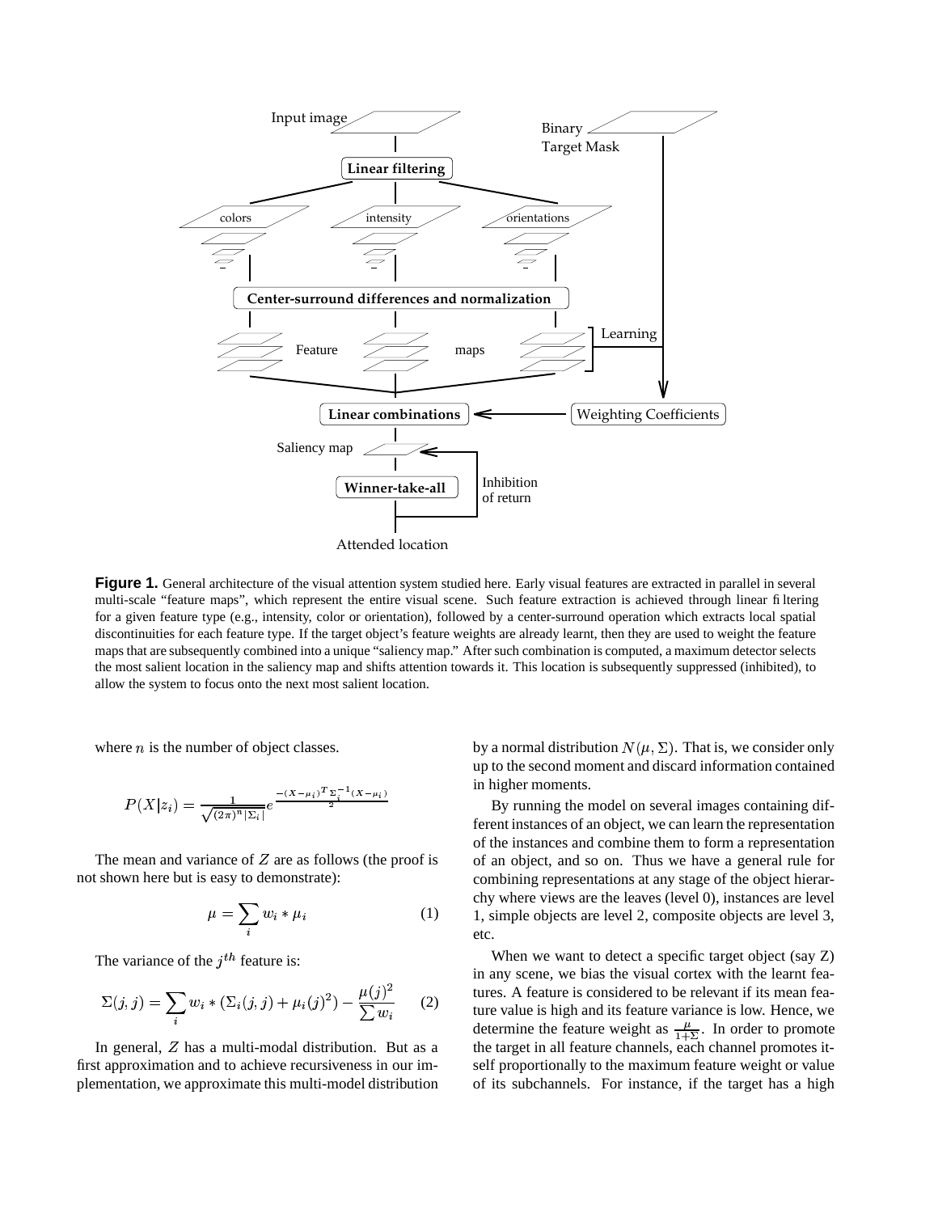**Figure 1.** General architecture of the visual attention system studied here. Early visual features are extracted in parallel in several multi-scale "feature maps", which represent the entire visual scene. Such feature extraction is achieved through linear filtering for a given feature type (e.g., intensity, color or orientation), followed by a center-surround operation which extracts local spatial discontinuities for each feature type. If the target object's feature weights are already learnt, then they are used to weight the feature maps that are subsequently combined into a unique "saliency map." After such combination is computed, a maximum detector selects the most salient location in the saliency map and shifts attention towards it. This location is subsequently suppressed (inhibited), to allow the system to focus onto the next most salient location.

where $n$ is the number of object classes.

$$P(X|z_i) = \frac{1}{\sqrt{(2\pi)^n |\Sigma_i|}} e^{\frac{-(X-\mu_i)^T \Sigma_i^{-1} (X-\mu_i)}{2}}$$

The mean and variance of $Z$ are as follows (the proof is not shown here but is easy to demonstrate):

$$\mu = \sum_i w_i * \mu_i \tag{1}$$

The variance of the $j^{th}$ feature is:

$$\Sigma(j,j) = \sum_i w_i * (\Sigma_i(j,j) + \mu_i(j)^2) - \frac{\mu(j)^2}{\sum w_i} \tag{2}$$

In general, $Z$ has a multi-modal distribution. But as a first approximation and to achieve recursiveness in our implementation, we approximate this multi-model distribution by a normal distribution $N(\mu, \Sigma)$. That is, we consider only up to the second moment and discard information contained in higher moments.

By running the model on several images containing different instances of an object, we can learn the representation of the instances and combine them to form a representation of an object, and so on. Thus we have a general rule for combining representations at any stage of the object hierarchy where views are the leaves (level 0), instances are level 1, simple objects are level 2, composite objects are level 3, etc.

When we want to detect a specific target object (say Z) in any scene, we bias the visual cortex with the learnt features. A feature is considered to be relevant if its mean feature value is high and its feature variance is low. Hence, we determine the feature weight as $\frac{\mu}{1+\Sigma}$. In order to promote the target in all feature channels, each channel promotes itself proportionally to the maximum feature weight or value of its subchannels. For instance, if the target has a high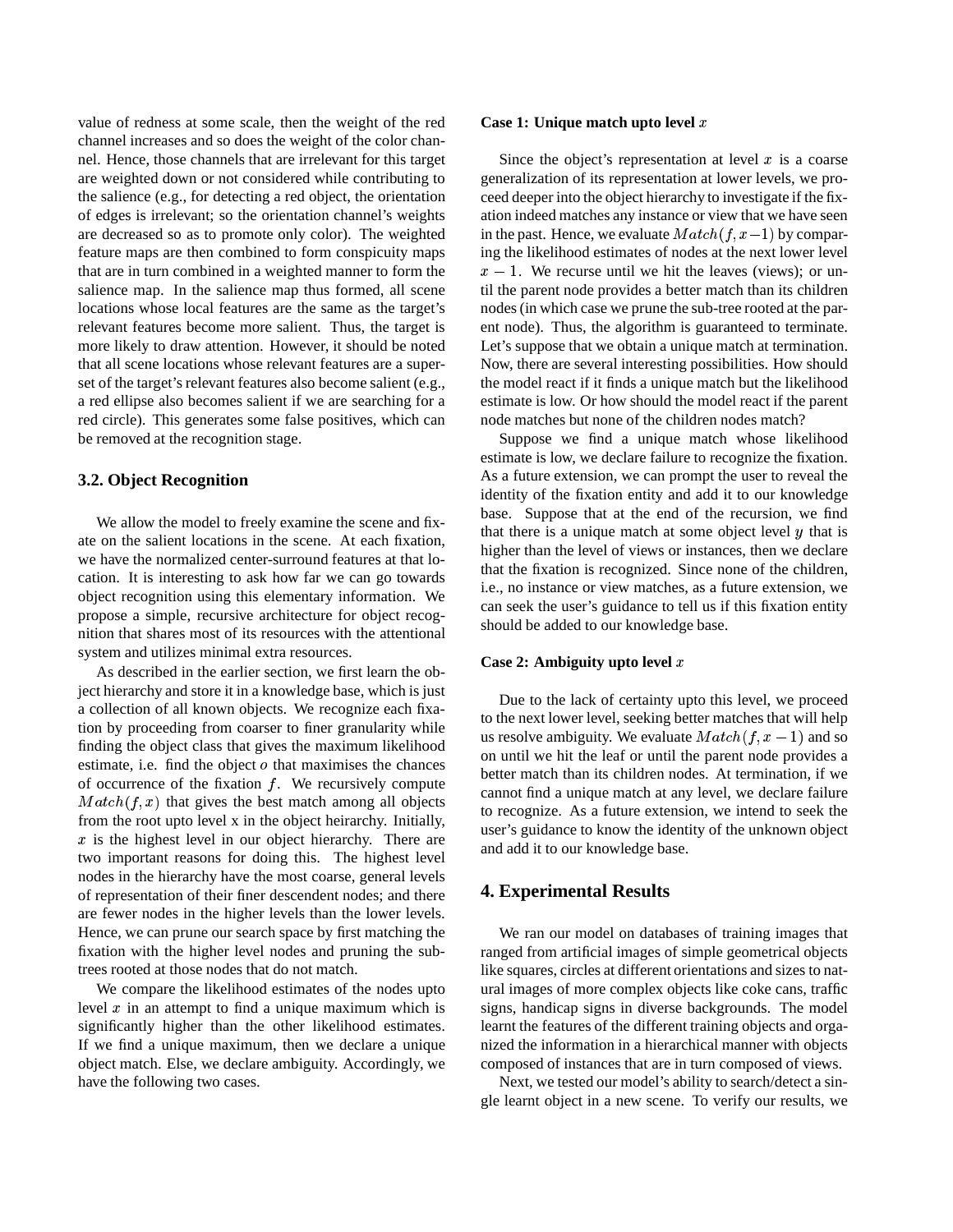value of redness at some scale, then the weight of the red channel increases and so does the weight of the color channel. Hence, those channels that are irrelevant for this target are weighted down or not considered while contributing to the salience (e.g., for detecting a red object, the orientation of edges is irrelevant; so the orientation channel's weights are decreased so as to promote only color). The weighted feature maps are then combined to form conspicuity maps that are in turn combined in a weighted manner to form the salience map. In the salience map thus formed, all scene locations whose local features are the same as the target's relevant features become more salient. Thus, the target is more likely to draw attention. However, it should be noted that all scene locations whose relevant features are a superset of the target's relevant features also become salient (e.g., a red ellipse also becomes salient if we are searching for a red circle). This generates some false positives, which can be removed at the recognition stage.

### 3.2. Object Recognition

We allow the model to freely examine the scene and fixate on the salient locations in the scene. At each fixation, we have the normalized center-surround features at that location. It is interesting to ask how far we can go towards object recognition using this elementary information. We propose a simple, recursive architecture for object recognition that shares most of its resources with the attentional system and utilizes minimal extra resources.

As described in the earlier section, we first learn the object hierarchy and store it in a knowledge base, which is just a collection of all known objects. We recognize each fixation by proceeding from coarser to finer granularity while finding the object class that gives the maximum likelihood estimate, i.e. find the object $o$ that maximises the chances of occurrence of the fixation $f$. We recursively compute $Match(f, x)$ that gives the best match among all objects from the root upto level x in the object heirarchy. Initially, $x$ is the highest level in our object hierarchy. There are two important reasons for doing this. The highest level nodes in the hierarchy have the most coarse, general levels of representation of their finer descendent nodes; and there are fewer nodes in the higher levels than the lower levels. Hence, we can prune our search space by first matching the fixation with the higher level nodes and pruning the subtrees rooted at those nodes that do not match.

We compare the likelihood estimates of the nodes upto level $x$ in an attempt to find a unique maximum which is significantly higher than the other likelihood estimates. If we find a unique maximum, then we declare a unique object match. Else, we declare ambiguity. Accordingly, we have the following two cases.

#### Case 1: Unique match upto level $x$

Since the object's representation at level $x$ is a coarse generalization of its representation at lower levels, we proceed deeper into the object hierarchy to investigate if the fixation indeed matches any instance or view that we have seen in the past. Hence, we evaluate $Match(f, x-1)$ by comparing the likelihood estimates of nodes at the next lower level $x-1$. We recurse until we hit the leaves (views); or until the parent node provides a better match than its children nodes (in which case we prune the sub-tree rooted at the parent node). Thus, the algorithm is guaranteed to terminate. Let's suppose that we obtain a unique match at termination. Now, there are several interesting possibilities. How should the model react if it finds a unique match but the likelihood estimate is low. Or how should the model react if the parent node matches but none of the children nodes match?

Suppose we find a unique match whose likelihood estimate is low, we declare failure to recognize the fixation. As a future extension, we can prompt the user to reveal the identity of the fixation entity and add it to our knowledge base. Suppose that at the end of the recursion, we find that there is a unique match at some object level $y$ that is higher than the level of views or instances, then we declare that the fixation is recognized. Since none of the children, i.e., no instance or view matches, as a future extension, we can seek the user's guidance to tell us if this fixation entity should be added to our knowledge base.

#### Case 2: Ambiguity upto level $x$

Due to the lack of certainty upto this level, we proceed to the next lower level, seeking better matches that will help us resolve ambiguity. We evaluate $Match(f, x-1)$ and so on until we hit the leaf or until the parent node provides a better match than its children nodes. At termination, if we cannot find a unique match at any level, we declare failure to recognize. As a future extension, we intend to seek the user's guidance to know the identity of the unknown object and add it to our knowledge base.

## 4. Experimental Results

We ran our model on databases of training images that ranged from artificial images of simple geometrical objects like squares, circles at different orientations and sizes to natural images of more complex objects like coke cans, traffic signs, handicap signs in diverse backgrounds. The model learnt the features of the different training objects and organized the information in a hierarchical manner with objects composed of instances that are in turn composed of views.

Next, we tested our model's ability to search/detect a single learnt object in a new scene. To verify our results, we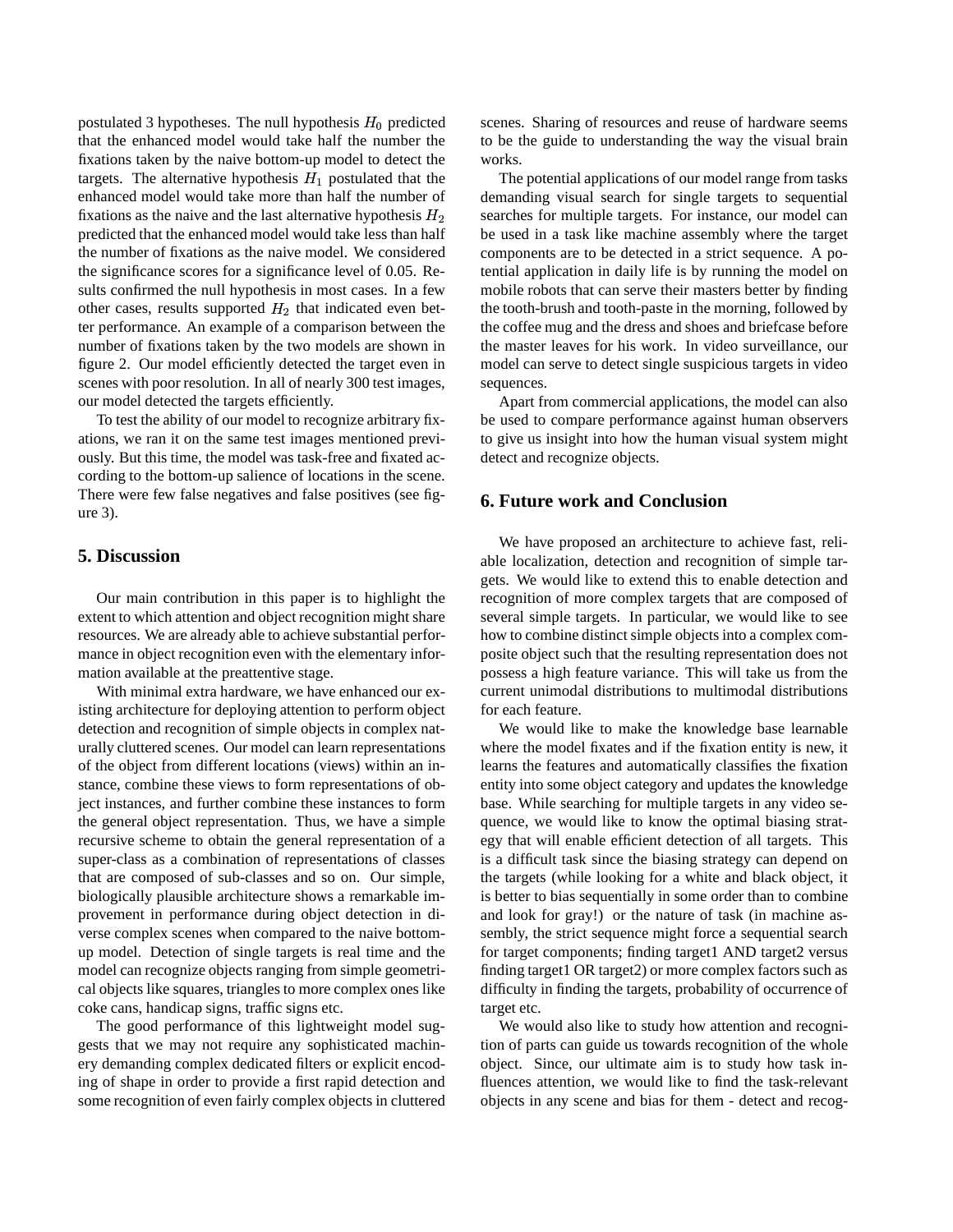postulated 3 hypotheses. The null hypothesis $H_0$ predicted that the enhanced model would take half the number the fixations taken by the naive bottom-up model to detect the targets. The alternative hypothesis $H_1$ postulated that the enhanced model would take more than half the number of fixations as the naive and the last alternative hypothesis $H_2$ predicted that the enhanced model would take less than half the number of fixations as the naive model. We considered the significance scores for a significance level of 0.05. Results confirmed the null hypothesis in most cases. In a few other cases, results supported $H_2$ that indicated even better performance. An example of a comparison between the number of fixations taken by the two models are shown in figure 2. Our model efficiently detected the target even in scenes with poor resolution. In all of nearly 300 test images, our model detected the targets efficiently.

To test the ability of our model to recognize arbitrary fixations, we ran it on the same test images mentioned previously. But this time, the model was task-free and fixated according to the bottom-up salience of locations in the scene. There were few false negatives and false positives (see figure 3).

## 5. Discussion

Our main contribution in this paper is to highlight the extent to which attention and object recognition might share resources. We are already able to achieve substantial performance in object recognition even with the elementary information available at the preattentive stage.

With minimal extra hardware, we have enhanced our existing architecture for deploying attention to perform object detection and recognition of simple objects in complex naturally cluttered scenes. Our model can learn representations of the object from different locations (views) within an instance, combine these views to form representations of object instances, and further combine these instances to form the general object representation. Thus, we have a simple recursive scheme to obtain the general representation of a super-class as a combination of representations of classes that are composed of sub-classes and so on. Our simple, biologically plausible architecture shows a remarkable improvement in performance during object detection in diverse complex scenes when compared to the naive bottom-up model. Detection of single targets is real time and the model can recognize objects ranging from simple geometrical objects like squares, triangles to more complex ones like coke cans, handicap signs, traffic signs etc.

The good performance of this lightweight model suggests that we may not require any sophisticated machinery demanding complex dedicated filters or explicit encoding of shape in order to provide a first rapid detection and some recognition of even fairly complex objects in cluttered scenes. Sharing of resources and reuse of hardware seems to be the guide to understanding the way the visual brain works.

The potential applications of our model range from tasks demanding visual search for single targets to sequential searches for multiple targets. For instance, our model can be used in a task like machine assembly where the target components are to be detected in a strict sequence. A potential application in daily life is by running the model on mobile robots that can serve their masters better by finding the tooth-brush and tooth-paste in the morning, followed by the coffee mug and the dress and shoes and briefcase before the master leaves for his work. In video surveillance, our model can serve to detect single suspicious targets in video sequences.

Apart from commercial applications, the model can also be used to compare performance against human observers to give us insight into how the human visual system might detect and recognize objects.

## 6. Future work and Conclusion

We have proposed an architecture to achieve fast, reliable localization, detection and recognition of simple targets. We would like to extend this to enable detection and recognition of more complex targets that are composed of several simple targets. In particular, we would like to see how to combine distinct simple objects into a complex composite object such that the resulting representation does not possess a high feature variance. This will take us from the current unimodal distributions to multimodal distributions for each feature.

We would like to make the knowledge base learnable where the model fixates and if the fixation entity is new, it learns the features and automatically classifies the fixation entity into some object category and updates the knowledge base. While searching for multiple targets in any video sequence, we would like to know the optimal biasing strategy that will enable efficient detection of all targets. This is a difficult task since the biasing strategy can depend on the targets (while looking for a white and black object, it is better to bias sequentially in some order than to combine and look for gray!) or the nature of task (in machine assembly, the strict sequence might force a sequential search for target components; finding target1 AND target2 versus finding target1 OR target2) or more complex factors such as difficulty in finding the targets, probability of occurrence of target etc.

We would also like to study how attention and recognition of parts can guide us towards recognition of the whole object. Since, our ultimate aim is to study how task influences attention, we would like to find the task-relevant objects in any scene and bias for them - detect and recog-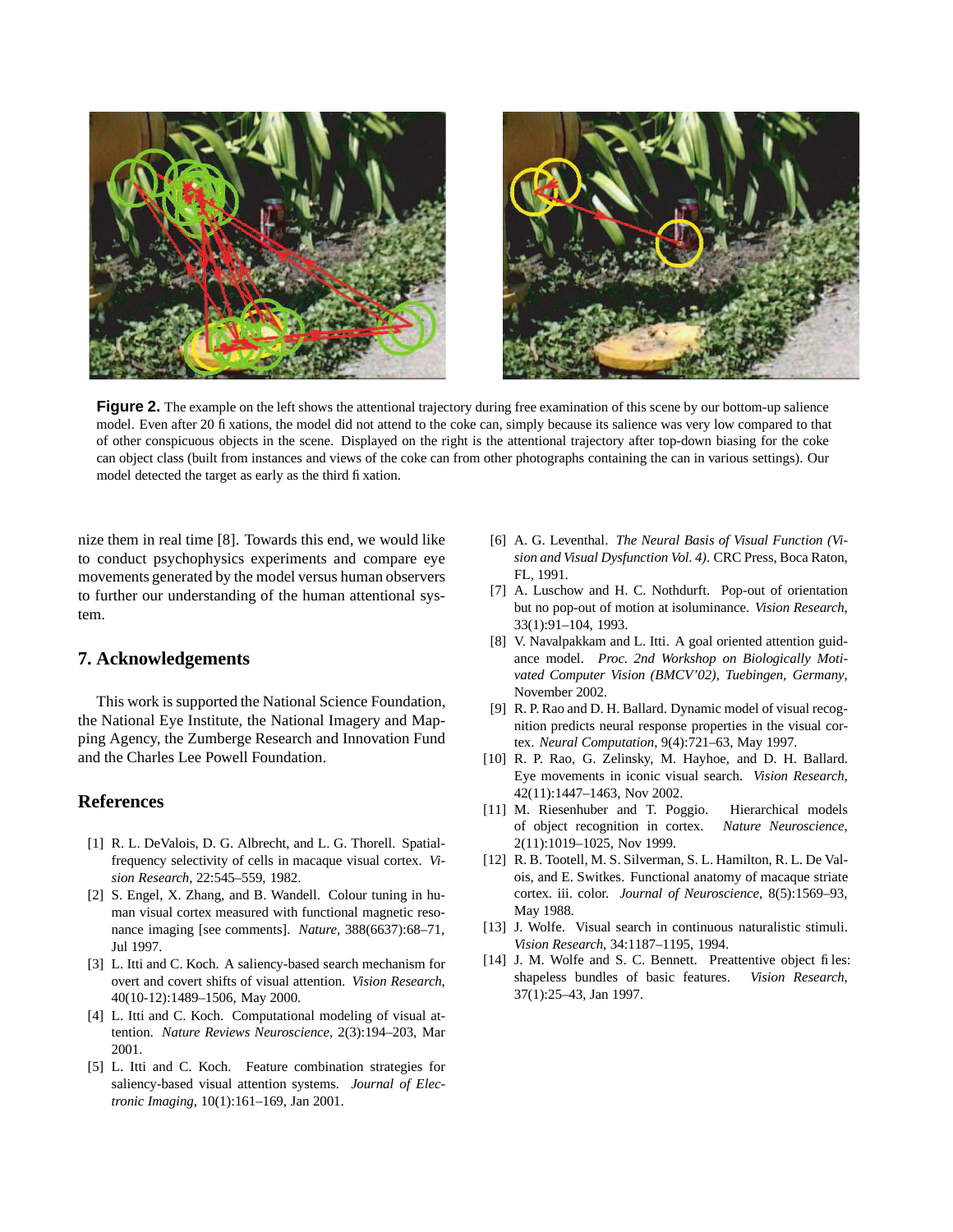**Figure 2.** The example on the left shows the attentional trajectory during free examination of this scene by our bottom-up salience model. Even after 20 fixations, the model did not attend to the coke can, simply because its salience was very low compared to that of other conspicuous objects in the scene. Displayed on the right is the attentional trajectory after top-down biasing for the coke can object class (built from instances and views of the coke can from other photographs containing the can in various settings). Our model detected the target as early as the third fixation.

nize them in real time [8]. Towards this end, we would like to conduct psychophysics experiments and compare eye movements generated by the model versus human observers to further our understanding of the human attentional system.

## 7. Acknowledgements

This work is supported the National Science Foundation, the National Eye Institute, the National Imagery and Mapping Agency, the Zumberge Research and Innovation Fund and the Charles Lee Powell Foundation.

## References

[1] R. L. DeValois, D. G. Albrecht, and L. G. Thorell. Spatial-frequency selectivity of cells in macaque visual cortex. *Vision Research*, 22:545–559, 1982.

[2] S. Engel, X. Zhang, and B. Wandell. Colour tuning in human visual cortex measured with functional magnetic resonance imaging [see comments]. *Nature*, 388(6637):68–71, Jul 1997.

[3] L. Itti and C. Koch. A saliency-based search mechanism for overt and covert shifts of visual attention. *Vision Research*, 40(10-12):1489–1506, May 2000.

[4] L. Itti and C. Koch. Computational modeling of visual attention. *Nature Reviews Neuroscience*, 2(3):194–203, Mar 2001.

[5] L. Itti and C. Koch. Feature combination strategies for saliency-based visual attention systems. *Journal of Electronic Imaging*, 10(1):161–169, Jan 2001.

[6] A. G. Leventhal. *The Neural Basis of Visual Function (Vision and Visual Dysfunction Vol. 4)*. CRC Press, Boca Raton, FL, 1991.

[7] A. Luschow and H. C. Nothdurft. Pop-out of orientation but no pop-out of motion at isoluminance. *Vision Research*, 33(1):91–104, 1993.

[8] V. Navalpakkam and L. Itti. A goal oriented attention guidance model. *Proc. 2nd Workshop on Biologically Motivated Computer Vision (BMCV'02), Tuebingen, Germany*, November 2002.

[9] R. P. Rao and D. H. Ballard. Dynamic model of visual recognition predicts neural response properties in the visual cortex. *Neural Computation*, 9(4):721–63, May 1997.

[10] R. P. Rao, G. Zelinsky, M. Hayhoe, and D. H. Ballard. Eye movements in iconic visual search. *Vision Research*, 42(11):1447–1463, Nov 2002.

[11] M. Riesenhuber and T. Poggio. Hierarchical models of object recognition in cortex. *Nature Neuroscience*, 2(11):1019–1025, Nov 1999.

[12] R. B. Tootell, M. S. Silverman, S. L. Hamilton, R. L. De Valois, and E. Switkes. Functional anatomy of macaque striate cortex. iii. color. *Journal of Neuroscience*, 8(5):1569–93, May 1988.

[13] J. Wolfe. Visual search in continuous naturalistic stimuli. *Vision Research*, 34:1187–1195, 1994.

[14] J. M. Wolfe and S. C. Bennett. Preattentive object files: shapeless bundles of basic features. *Vision Research*, 37(1):25–43, Jan 1997.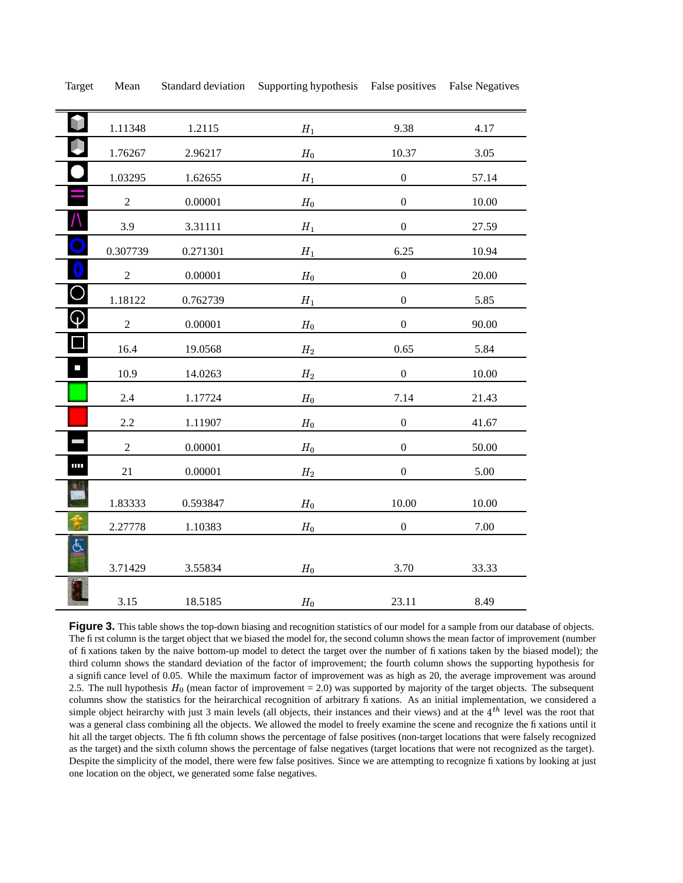| Target | Mean | Standard deviation | Supporting hypothesis | False positives | False Negatives |
|---|---|---|---|---|---|
| | 1.11348 | 1.2115 | $H_1$ | 9.38 | 4.17 |
| | 1.76267 | 2.96217 | $H_0$ | 10.37 | 3.05 |
| | 1.03295 | 1.62655 | $H_1$ | 0 | 57.14 |
| | 2 | 0.00001 | $H_0$ | 0 | 10.00 |
| | 3.9 | 3.31111 | $H_1$ | 0 | 27.59 |
| | 0.307739 | 0.271301 | $H_1$ | 6.25 | 10.94 |
| | 2 | 0.00001 | $H_0$ | 0 | 20.00 |
| | 1.18122 | 0.762739 | $H_1$ | 0 | 5.85 |
| | 2 | 0.00001 | $H_0$ | 0 | 90.00 |
| | 16.4 | 19.0568 | $H_2$ | 0.65 | 5.84 |
| | 10.9 | 14.0263 | $H_2$ | 0 | 10.00 |
| | 2.4 | 1.17724 | $H_0$ | 7.14 | 21.43 |
| | 2.2 | 1.11907 | $H_0$ | 0 | 41.67 |
| | 2 | 0.00001 | $H_0$ | 0 | 50.00 |
| | 21 | 0.00001 | $H_2$ | 0 | 5.00 |
| | 1.83333 | 0.593847 | $H_0$ | 10.00 | 10.00 |
| | 2.27778 | 1.10383 | $H_0$ | 0 | 7.00 |
| | 3.71429 | 3.55834 | $H_0$ | 3.70 | 33.33 |
| | 3.15 | 18.5185 | $H_0$ | 23.11 | 8.49 |

**Figure 3.** This table shows the top-down biasing and recognition statistics of our model for a sample from our database of objects. The first column is the target object that we biased the model for, the second column shows the mean factor of improvement (number of fixations taken by the naive bottom-up model to detect the target over the number of fixations taken by the biased model); the third column shows the standard deviation of the factor of improvement; the fourth column shows the supporting hypothesis for a significance level of 0.05. While the maximum factor of improvement was as high as 20, the average improvement was around 2.5. The null hypothesis $H_0$ (mean factor of improvement = 2.0) was supported by majority of the target objects. The subsequent columns show the statistics for the heirarchical recognition of arbitrary fixations. As an initial implementation, we considered a simple object heirarchy with just 3 main levels (all objects, their instances and their views) and at the $4^{th}$ level was the root that was a general class combining all the objects. We allowed the model to freely examine the scene and recognize the fixations until it hit all the target objects. The fifth column shows the percentage of false positives (non-target locations that were falsely recognized as the target) and the sixth column shows the percentage of false negatives (target locations that were not recognized as the target). Despite the simplicity of the model, there were few false positives. Since we are attempting to recognize fixations by looking at just one location on the object, we generated some false negatives.